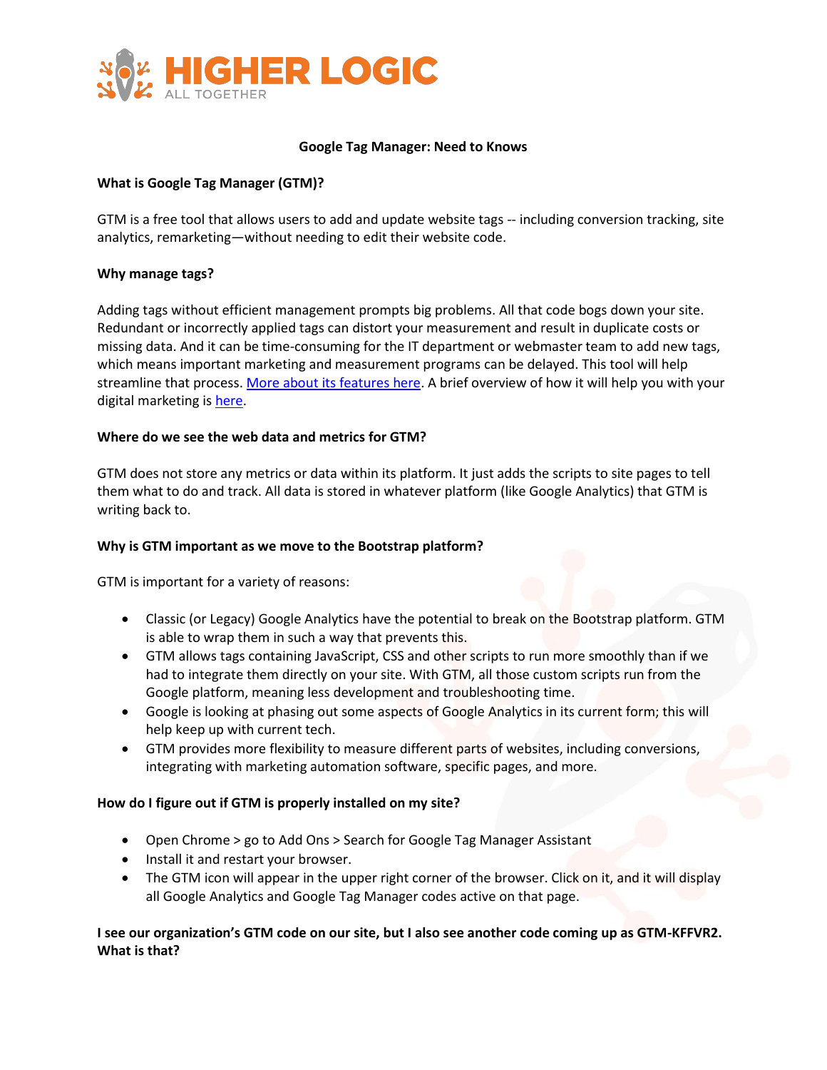# Google Tag Manager: Need to Knows

## What is Google Tag Manager (GTM)?

GTM is a free tool that allows users to add and update website tags -- including conversion tracking, site analytics, remarketing—without needing to edit their website code.

## Why manage tags?

Adding tags without efficient management prompts big problems. All that code bogs down your site. Redundant or incorrectly applied tags can distort your measurement and result in duplicate costs or missing data. And it can be time-consuming for the IT department or webmaster team to add new tags, which means important marketing and measurement programs can be delayed. This tool will help streamline that process. More about its features here. A brief overview of how it will help you with your digital marketing is here.

## Where do we see the web data and metrics for GTM?

GTM does not store any metrics or data within its platform. It just adds the scripts to site pages to tell them what to do and track. All data is stored in whatever platform (like Google Analytics) that GTM is writing back to.

## Why is GTM important as we move to the Bootstrap platform?

GTM is important for a variety of reasons:

- Classic (or Legacy) Google Analytics have the potential to break on the Bootstrap platform. GTM is able to wrap them in such a way that prevents this.
- GTM allows tags containing JavaScript, CSS and other scripts to run more smoothly than if we had to integrate them directly on your site. With GTM, all those custom scripts run from the Google platform, meaning less development and troubleshooting time.
- Google is looking at phasing out some aspects of Google Analytics in its current form; this will help keep up with current tech.
- GTM provides more flexibility to measure different parts of websites, including conversions, integrating with marketing automation software, specific pages, and more.

## How do I figure out if GTM is properly installed on my site?

- Open Chrome > go to Add Ons > Search for Google Tag Manager Assistant
- Install it and restart your browser.
- The GTM icon will appear in the upper right corner of the browser. Click on it, and it will display all Google Analytics and Google Tag Manager codes active on that page.

## I see our organization's GTM code on our site, but I also see another code coming up as GTM-KFFVR2. What is that?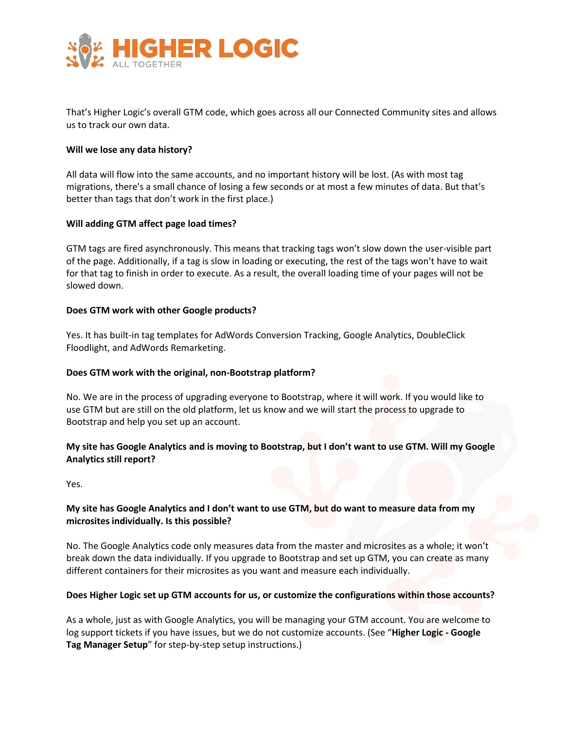That's Higher Logic's overall GTM code, which goes across all our Connected Community sites and allows us to track our own data.

**Will we lose any data history?**

All data will flow into the same accounts, and no important history will be lost. (As with most tag migrations, there's a small chance of losing a few seconds or at most a few minutes of data. But that's better than tags that don't work in the first place.)

**Will adding GTM affect page load times?**

GTM tags are fired asynchronously. This means that tracking tags won't slow down the user-visible part of the page. Additionally, if a tag is slow in loading or executing, the rest of the tags won't have to wait for that tag to finish in order to execute. As a result, the overall loading time of your pages will not be slowed down.

**Does GTM work with other Google products?**

Yes. It has built-in tag templates for AdWords Conversion Tracking, Google Analytics, DoubleClick Floodlight, and AdWords Remarketing.

**Does GTM work with the original, non-Bootstrap platform?**

No. We are in the process of upgrading everyone to Bootstrap, where it will work. If you would like to use GTM but are still on the old platform, let us know and we will start the process to upgrade to Bootstrap and help you set up an account.

**My site has Google Analytics and is moving to Bootstrap, but I don't want to use GTM. Will my Google Analytics still report?**

Yes.

**My site has Google Analytics and I don't want to use GTM, but do want to measure data from my microsites individually. Is this possible?**

No. The Google Analytics code only measures data from the master and microsites as a whole; it won't break down the data individually. If you upgrade to Bootstrap and set up GTM, you can create as many different containers for their microsites as you want and measure each individually.

**Does Higher Logic set up GTM accounts for us, or customize the configurations within those accounts?**

As a whole, just as with Google Analytics, you will be managing your GTM account. You are welcome to log support tickets if you have issues, but we do not customize accounts. (See "**Higher Logic - Google Tag Manager Setup**" for step-by-step setup instructions.)